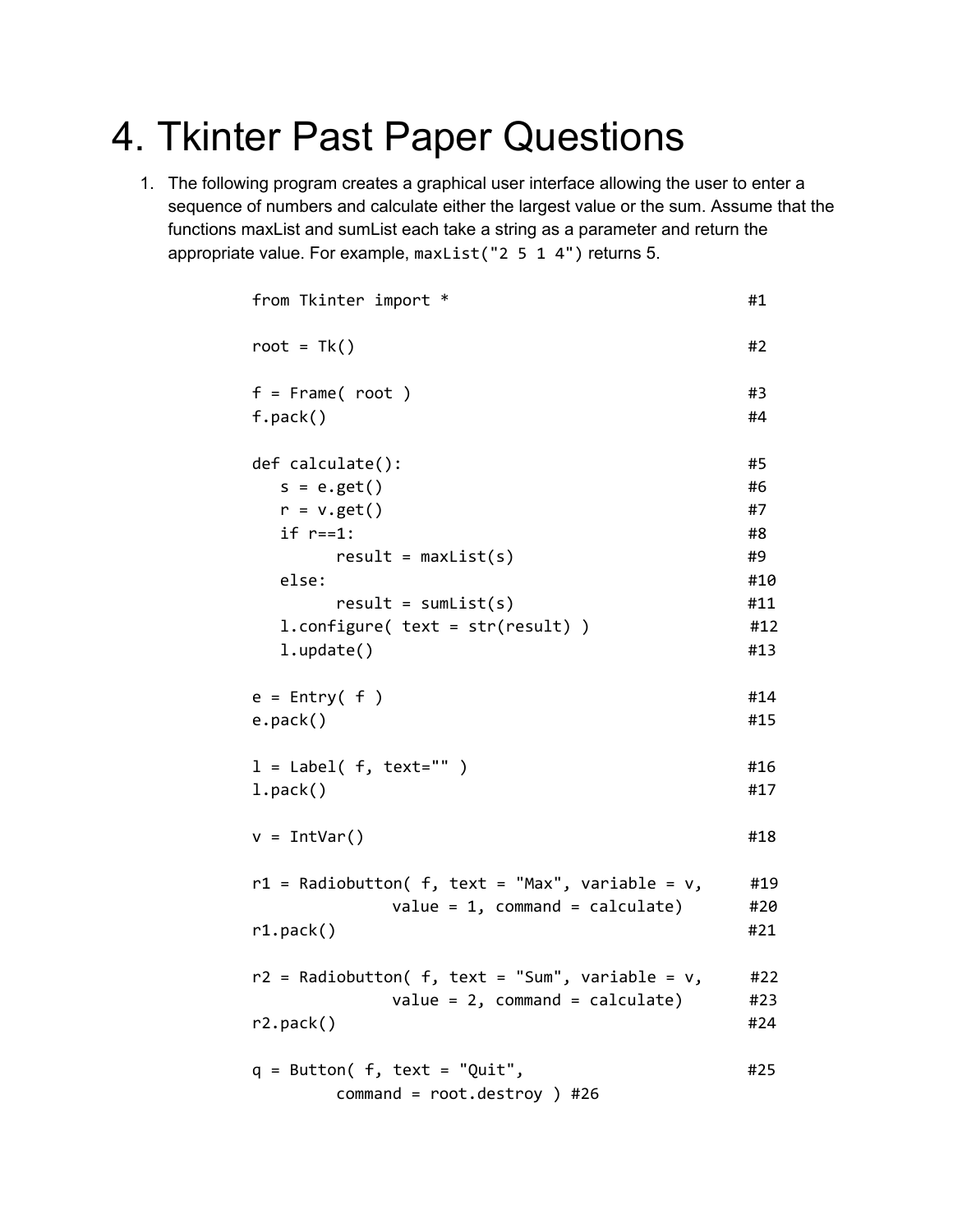# 4. Tkinter Past Paper Questions

1. The following program creates a graphical user interface allowing the user to enter a sequence of numbers and calculate either the largest value or the sum. Assume that the functions maxList and sumList each take a string as a parameter and return the appropriate value. For example, `maxList("2 5 1 4")` returns 5.

```
from Tkinter import *                                    #1

root = Tk()                                              #2

f = Frame( root )                                        #3
f.pack()                                                 #4

def calculate():                                         #5
   s = e.get()                                           #6
   r = v.get()                                           #7
   if r==1:                                              #8
         result = maxList(s)                             #9
   else:                                                 #10
         result = sumList(s)                             #11
   l.configure( text = str(result) )                     #12
   l.update()                                            #13

e = Entry( f )                                           #14
e.pack()                                                 #15

l = Label( f, text="" )                                  #16
l.pack()                                                 #17

v = IntVar()                                             #18

r1 = Radiobutton( f, text = "Max", variable = v,         #19
               value = 1, command = calculate)           #20
r1.pack()                                                #21

r2 = Radiobutton( f, text = "Sum", variable = v,         #22
               value = 2, command = calculate)           #23
r2.pack()                                                #24

q = Button( f, text = "Quit",                            #25
         command = root.destroy ) #26
```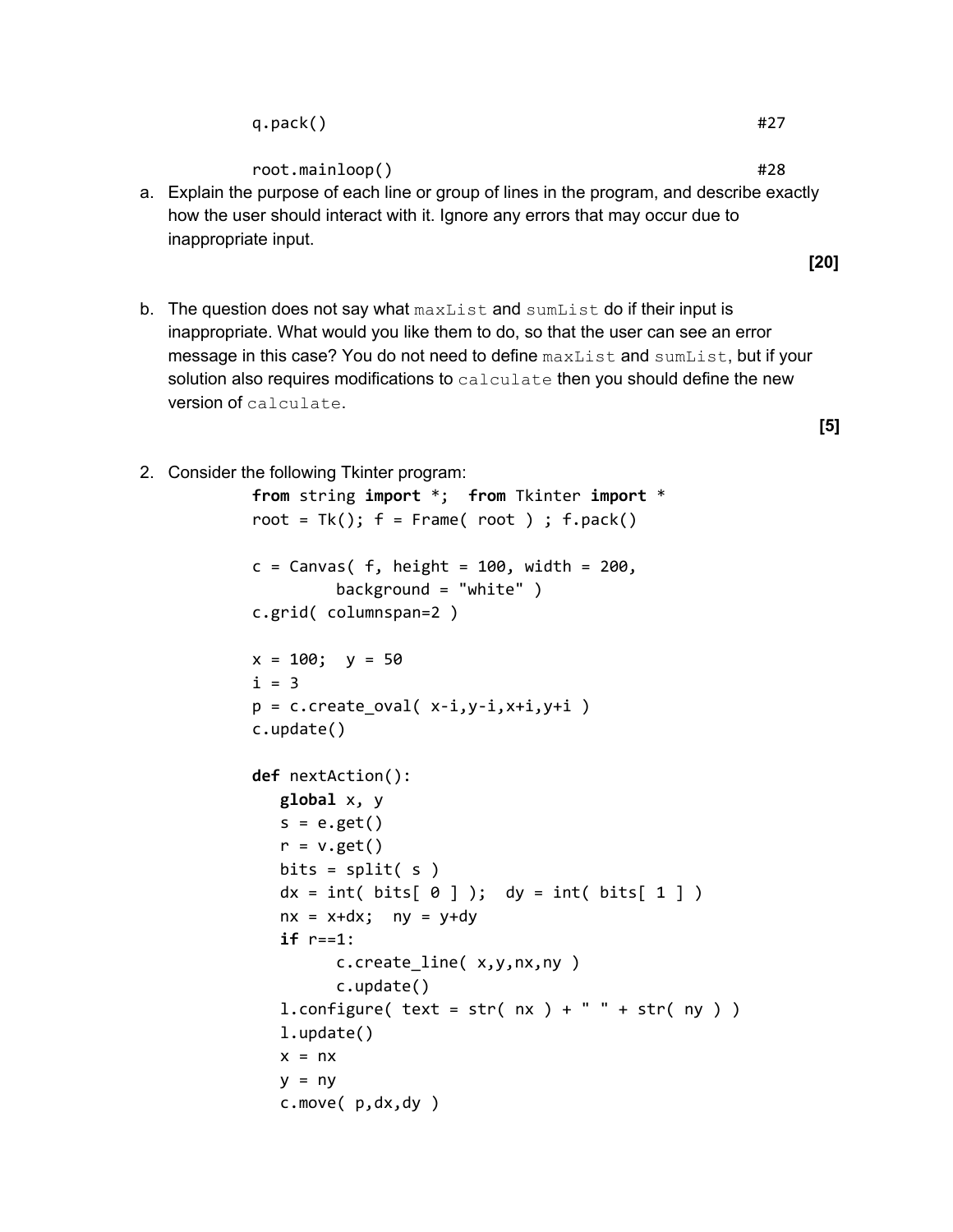```
          q.pack()                                                  #27

          root.mainloop()                                           #28
```

a. Explain the purpose of each line or group of lines in the program, and describe exactly how the user should interact with it. Ignore any errors that may occur due to inappropriate input.

**[20]**

b. The question does not say what `maxList` and `sumList` do if their input is inappropriate. What would you like them to do, so that the user can see an error message in this case? You do not need to define `maxList` and `sumList`, but if your solution also requires modifications to `calculate` then you should define the new version of `calculate`.

**[5]**

2. Consider the following Tkinter program:

```
from string import *;  from Tkinter import *
root = Tk(); f = Frame( root ) ; f.pack()

c = Canvas( f, height = 100, width = 200,
        background = "white" )
c.grid( columnspan=2 )

x = 100;  y = 50
i = 3
p = c.create_oval( x-i,y-i,x+i,y+i )
c.update()

def nextAction():
   global x, y
   s = e.get()
   r = v.get()
   bits = split( s )
   dx = int( bits[ 0 ] );  dy = int( bits[ 1 ] )
   nx = x+dx;  ny = y+dy
   if r==1:
         c.create_line( x,y,nx,ny )
         c.update()
   l.configure( text = str( nx ) + " " + str( ny ) )
   l.update()
   x = nx
   y = ny
   c.move( p,dx,dy )
```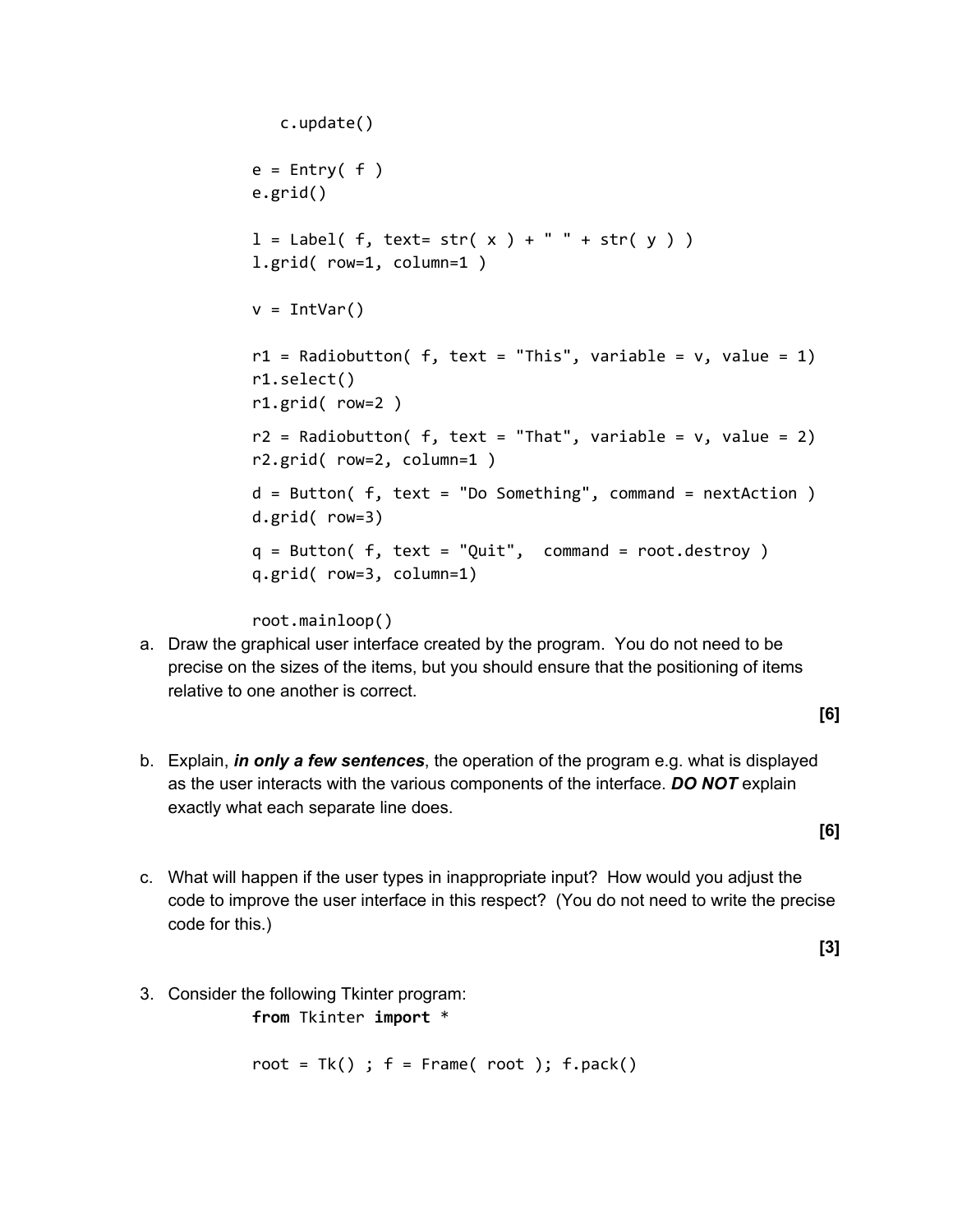```
    c.update()

e = Entry( f )
e.grid()

l = Label( f, text= str( x ) + " " + str( y ) )
l.grid( row=1, column=1 )

v = IntVar()

r1 = Radiobutton( f, text = "This", variable = v, value = 1)
r1.select()
r1.grid( row=2 )

r2 = Radiobutton( f, text = "That", variable = v, value = 2)
r2.grid( row=2, column=1 )

d = Button( f, text = "Do Something", command = nextAction )
d.grid( row=3)

q = Button( f, text = "Quit",  command = root.destroy )
q.grid( row=3, column=1)

root.mainloop()
```

a. Draw the graphical user interface created by the program. You do not need to be precise on the sizes of the items, but you should ensure that the positioning of items relative to one another is correct.

**[6]**

b. Explain, ***in only a few sentences***, the operation of the program e.g. what is displayed as the user interacts with the various components of the interface. ***DO NOT*** explain exactly what each separate line does.

**[6]**

c. What will happen if the user types in inappropriate input? How would you adjust the code to improve the user interface in this respect? (You do not need to write the precise code for this.)

**[3]**

3. Consider the following Tkinter program:

```
from Tkinter import *

root = Tk() ; f = Frame( root ); f.pack()
```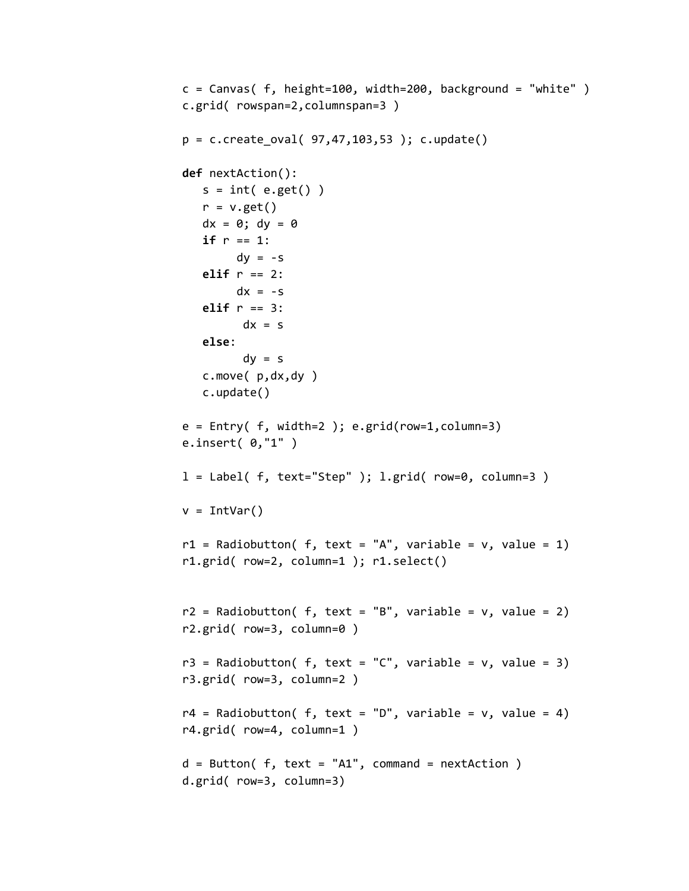```
c = Canvas( f, height=100, width=200, background = "white" )
c.grid( rowspan=2,columnspan=3 )

p = c.create_oval( 97,47,103,53 ); c.update()

def nextAction():
   s = int( e.get() )
   r = v.get()
   dx = 0; dy = 0
   if r == 1:
        dy = -s
   elif r == 2:
        dx = -s
   elif r == 3:
         dx = s
   else:
         dy = s
   c.move( p,dx,dy )
   c.update()

e = Entry( f, width=2 ); e.grid(row=1,column=3)
e.insert( 0,"1" )

l = Label( f, text="Step" ); l.grid( row=0, column=3 )

v = IntVar()

r1 = Radiobutton( f, text = "A", variable = v, value = 1)
r1.grid( row=2, column=1 ); r1.select()


r2 = Radiobutton( f, text = "B", variable = v, value = 2)
r2.grid( row=3, column=0 )

r3 = Radiobutton( f, text = "C", variable = v, value = 3)
r3.grid( row=3, column=2 )

r4 = Radiobutton( f, text = "D", variable = v, value = 4)
r4.grid( row=4, column=1 )

d = Button( f, text = "A1", command = nextAction )
d.grid( row=3, column=3)
```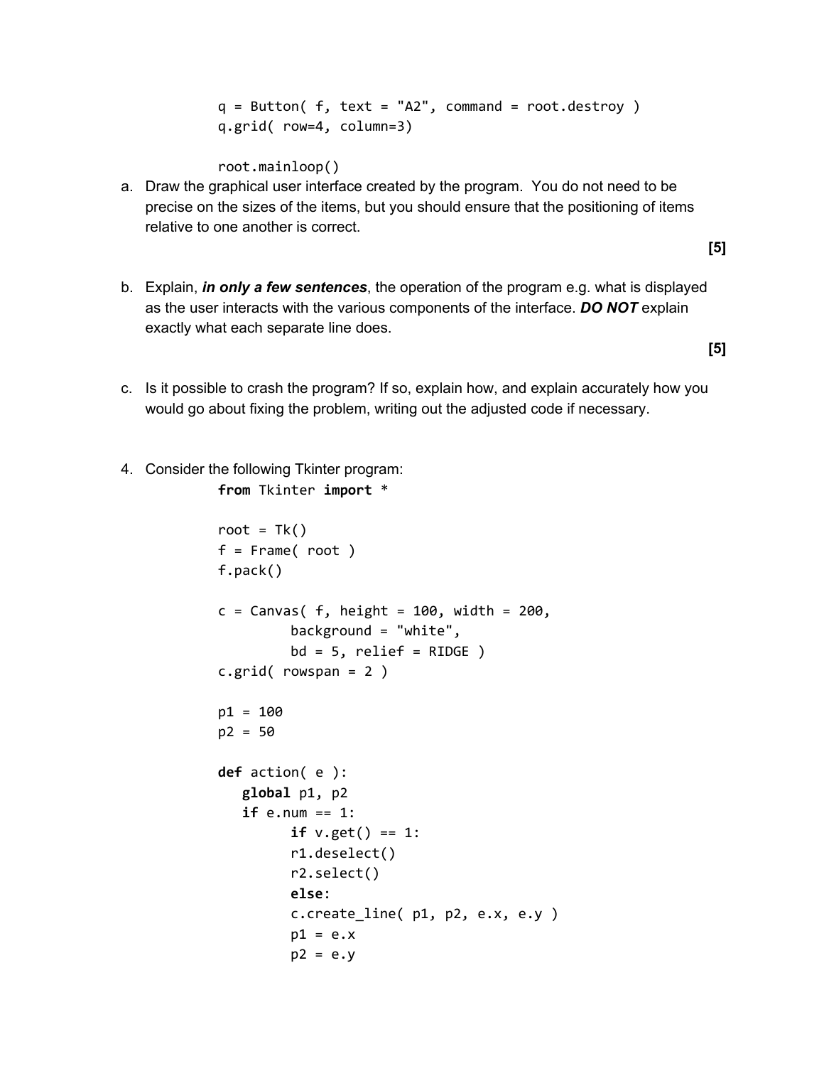```
q = Button( f, text = "A2", command = root.destroy )
q.grid( row=4, column=3)

root.mainloop()
```

a. Draw the graphical user interface created by the program. You do not need to be precise on the sizes of the items, but you should ensure that the positioning of items relative to one another is correct.

**[5]**

b. Explain, ***in only a few sentences***, the operation of the program e.g. what is displayed as the user interacts with the various components of the interface. ***DO NOT*** explain exactly what each separate line does.

**[5]**

c. Is it possible to crash the program? If so, explain how, and explain accurately how you would go about fixing the problem, writing out the adjusted code if necessary.

4. Consider the following Tkinter program:

```
from Tkinter import *

root = Tk()
f = Frame( root )
f.pack()

c = Canvas( f, height = 100, width = 200,
         background = "white",
         bd = 5, relief = RIDGE )
c.grid( rowspan = 2 )

p1 = 100
p2 = 50

def action( e ):
   global p1, p2
   if e.num == 1:
         if v.get() == 1:
         r1.deselect()
         r2.select()
         else:
         c.create_line( p1, p2, e.x, e.y )
         p1 = e.x
         p2 = e.y
```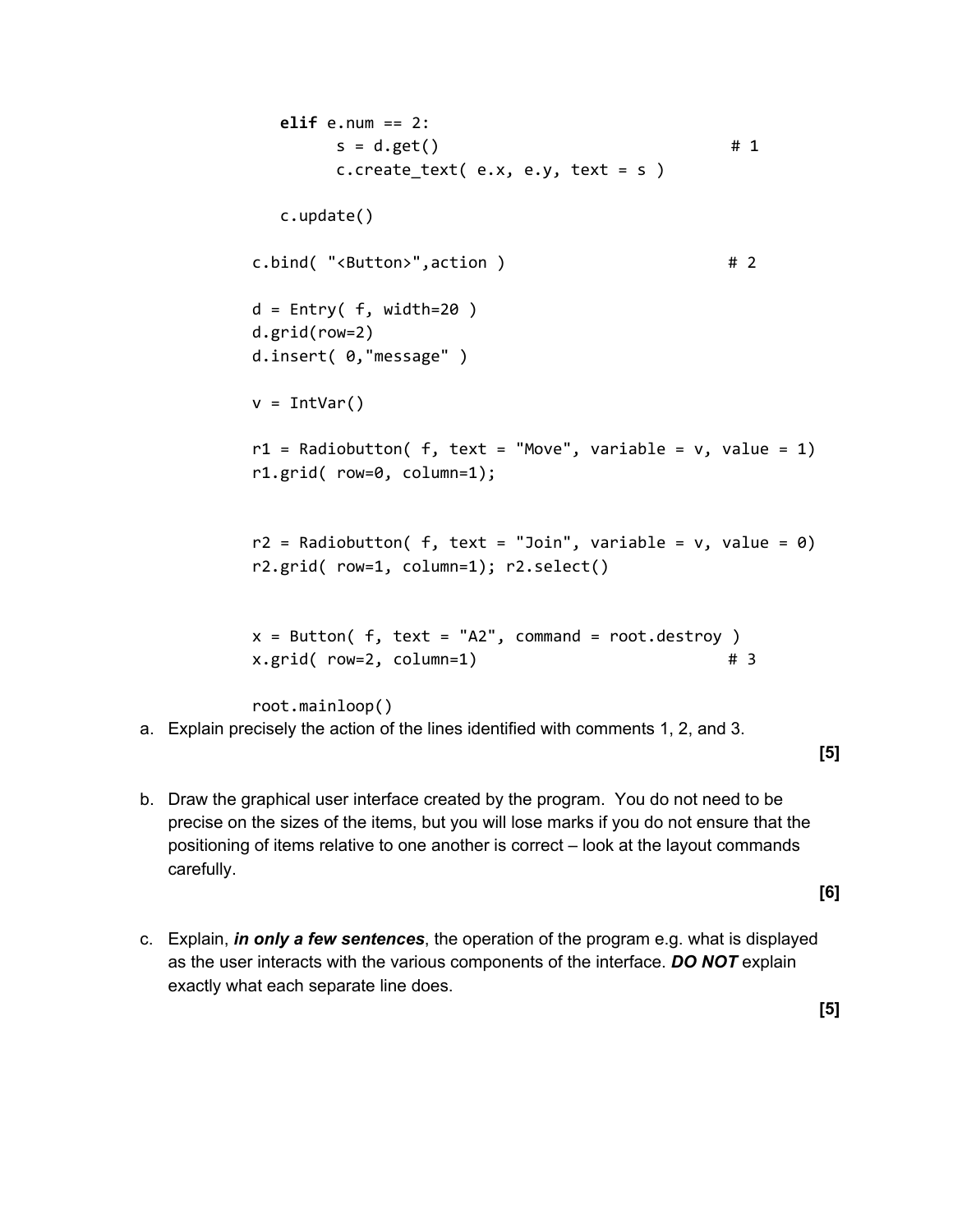```
        elif e.num == 2:
            s = d.get()                                 # 1
            c.create_text( e.x, e.y, text = s )

        c.update()

    c.bind( "<Button>",action )                         # 2

    d = Entry( f, width=20 )
    d.grid(row=2)
    d.insert( 0,"message" )

    v = IntVar()

    r1 = Radiobutton( f, text = "Move", variable = v, value = 1)
    r1.grid( row=0, column=1);


    r2 = Radiobutton( f, text = "Join", variable = v, value = 0)
    r2.grid( row=1, column=1); r2.select()


    x = Button( f, text = "A2", command = root.destroy )
    x.grid( row=2, column=1)                            # 3

    root.mainloop()
```

a. Explain precisely the action of the lines identified with comments 1, 2, and 3.

**[5]**

b. Draw the graphical user interface created by the program. You do not need to be precise on the sizes of the items, but you will lose marks if you do not ensure that the positioning of items relative to one another is correct – look at the layout commands carefully.

**[6]**

c. Explain, ***in only a few sentences***, the operation of the program e.g. what is displayed as the user interacts with the various components of the interface. ***DO NOT*** explain exactly what each separate line does.

**[5]**